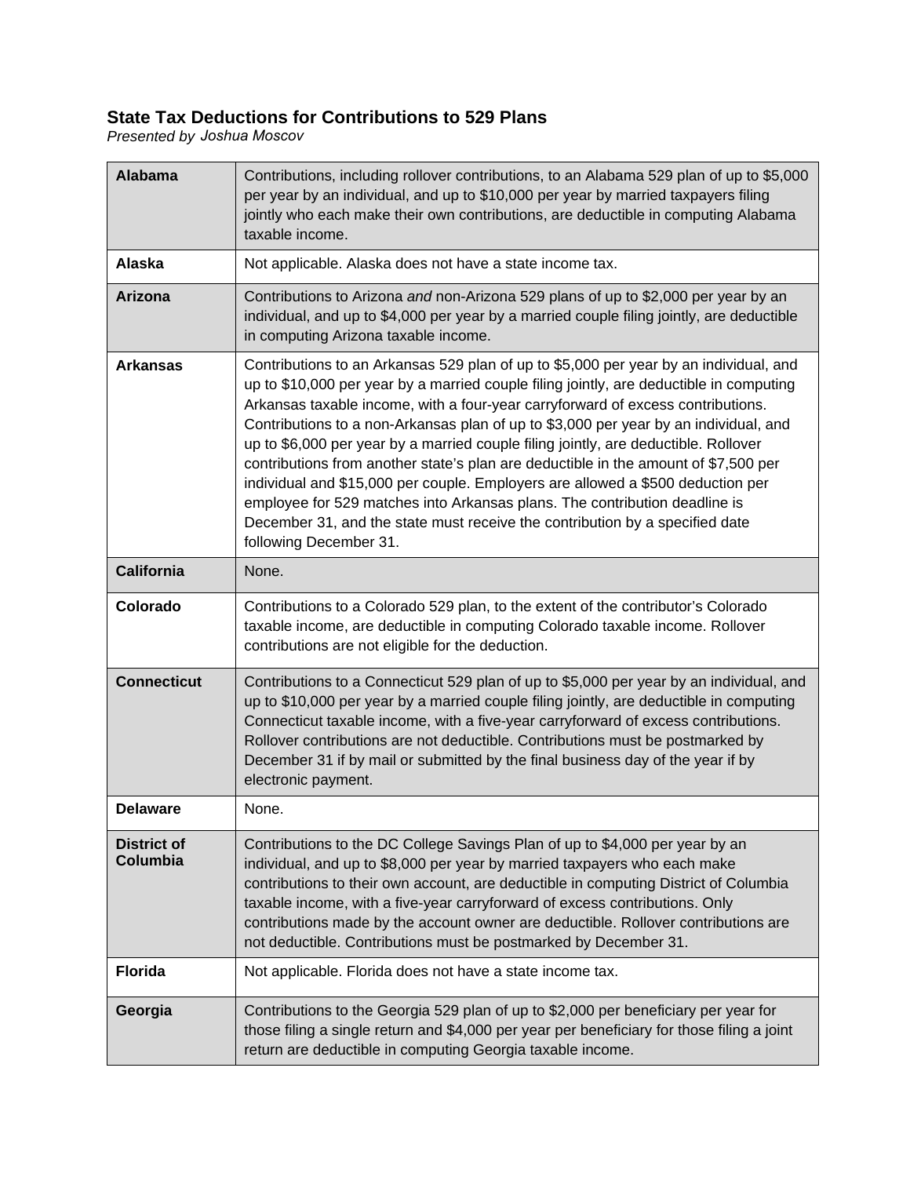# State Tax Deductions for Contributions to 529 Plans

*Presented by Joshua Moscov*

| State | Deduction |
|---|---|
| **Alabama** | Contributions, including rollover contributions, to an Alabama 529 plan of up to $5,000 per year by an individual, and up to $10,000 per year by married taxpayers filing jointly who each make their own contributions, are deductible in computing Alabama taxable income. |
| **Alaska** | Not applicable. Alaska does not have a state income tax. |
| **Arizona** | Contributions to Arizona *and* non-Arizona 529 plans of up to $2,000 per year by an individual, and up to $4,000 per year by a married couple filing jointly, are deductible in computing Arizona taxable income. |
| **Arkansas** | Contributions to an Arkansas 529 plan of up to $5,000 per year by an individual, and up to $10,000 per year by a married couple filing jointly, are deductible in computing Arkansas taxable income, with a four-year carryforward of excess contributions. Contributions to a non-Arkansas plan of up to $3,000 per year by an individual, and up to $6,000 per year by a married couple filing jointly, are deductible. Rollover contributions from another state's plan are deductible in the amount of $7,500 per individual and $15,000 per couple. Employers are allowed a $500 deduction per employee for 529 matches into Arkansas plans. The contribution deadline is December 31, and the state must receive the contribution by a specified date following December 31. |
| **California** | None. |
| **Colorado** | Contributions to a Colorado 529 plan, to the extent of the contributor's Colorado taxable income, are deductible in computing Colorado taxable income. Rollover contributions are not eligible for the deduction. |
| **Connecticut** | Contributions to a Connecticut 529 plan of up to $5,000 per year by an individual, and up to $10,000 per year by a married couple filing jointly, are deductible in computing Connecticut taxable income, with a five-year carryforward of excess contributions. Rollover contributions are not deductible. Contributions must be postmarked by December 31 if by mail or submitted by the final business day of the year if by electronic payment. |
| **Delaware** | None. |
| **District of Columbia** | Contributions to the DC College Savings Plan of up to $4,000 per year by an individual, and up to $8,000 per year by married taxpayers who each make contributions to their own account, are deductible in computing District of Columbia taxable income, with a five-year carryforward of excess contributions. Only contributions made by the account owner are deductible. Rollover contributions are not deductible. Contributions must be postmarked by December 31. |
| **Florida** | Not applicable. Florida does not have a state income tax. |
| **Georgia** | Contributions to the Georgia 529 plan of up to $2,000 per beneficiary per year for those filing a single return and $4,000 per year per beneficiary for those filing a joint return are deductible in computing Georgia taxable income. |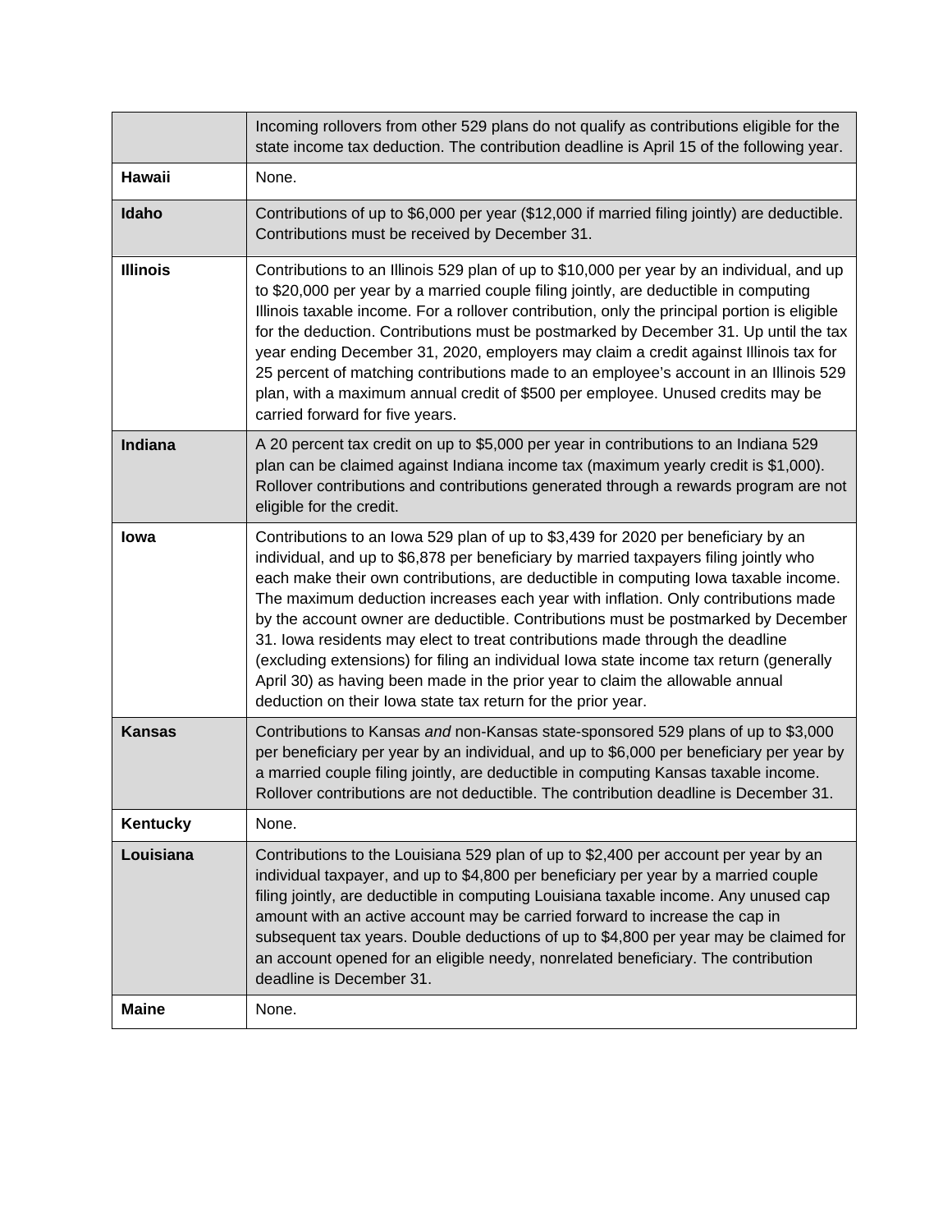| | |
|---|---|
| | Incoming rollovers from other 529 plans do not qualify as contributions eligible for the state income tax deduction. The contribution deadline is April 15 of the following year. |
| **Hawaii** | None. |
| **Idaho** | Contributions of up to $6,000 per year ($12,000 if married filing jointly) are deductible. Contributions must be received by December 31. |
| **Illinois** | Contributions to an Illinois 529 plan of up to $10,000 per year by an individual, and up to $20,000 per year by a married couple filing jointly, are deductible in computing Illinois taxable income. For a rollover contribution, only the principal portion is eligible for the deduction. Contributions must be postmarked by December 31. Up until the tax year ending December 31, 2020, employers may claim a credit against Illinois tax for 25 percent of matching contributions made to an employee's account in an Illinois 529 plan, with a maximum annual credit of $500 per employee. Unused credits may be carried forward for five years. |
| **Indiana** | A 20 percent tax credit on up to $5,000 per year in contributions to an Indiana 529 plan can be claimed against Indiana income tax (maximum yearly credit is $1,000). Rollover contributions and contributions generated through a rewards program are not eligible for the credit. |
| **Iowa** | Contributions to an Iowa 529 plan of up to $3,439 for 2020 per beneficiary by an individual, and up to $6,878 per beneficiary by married taxpayers filing jointly who each make their own contributions, are deductible in computing Iowa taxable income. The maximum deduction increases each year with inflation. Only contributions made by the account owner are deductible. Contributions must be postmarked by December 31. Iowa residents may elect to treat contributions made through the deadline (excluding extensions) for filing an individual Iowa state income tax return (generally April 30) as having been made in the prior year to claim the allowable annual deduction on their Iowa state tax return for the prior year. |
| **Kansas** | Contributions to Kansas *and* non-Kansas state-sponsored 529 plans of up to $3,000 per beneficiary per year by an individual, and up to $6,000 per beneficiary per year by a married couple filing jointly, are deductible in computing Kansas taxable income. Rollover contributions are not deductible. The contribution deadline is December 31. |
| **Kentucky** | None. |
| **Louisiana** | Contributions to the Louisiana 529 plan of up to $2,400 per account per year by an individual taxpayer, and up to $4,800 per beneficiary per year by a married couple filing jointly, are deductible in computing Louisiana taxable income. Any unused cap amount with an active account may be carried forward to increase the cap in subsequent tax years. Double deductions of up to $4,800 per year may be claimed for an account opened for an eligible needy, nonrelated beneficiary. The contribution deadline is December 31. |
| **Maine** | None. |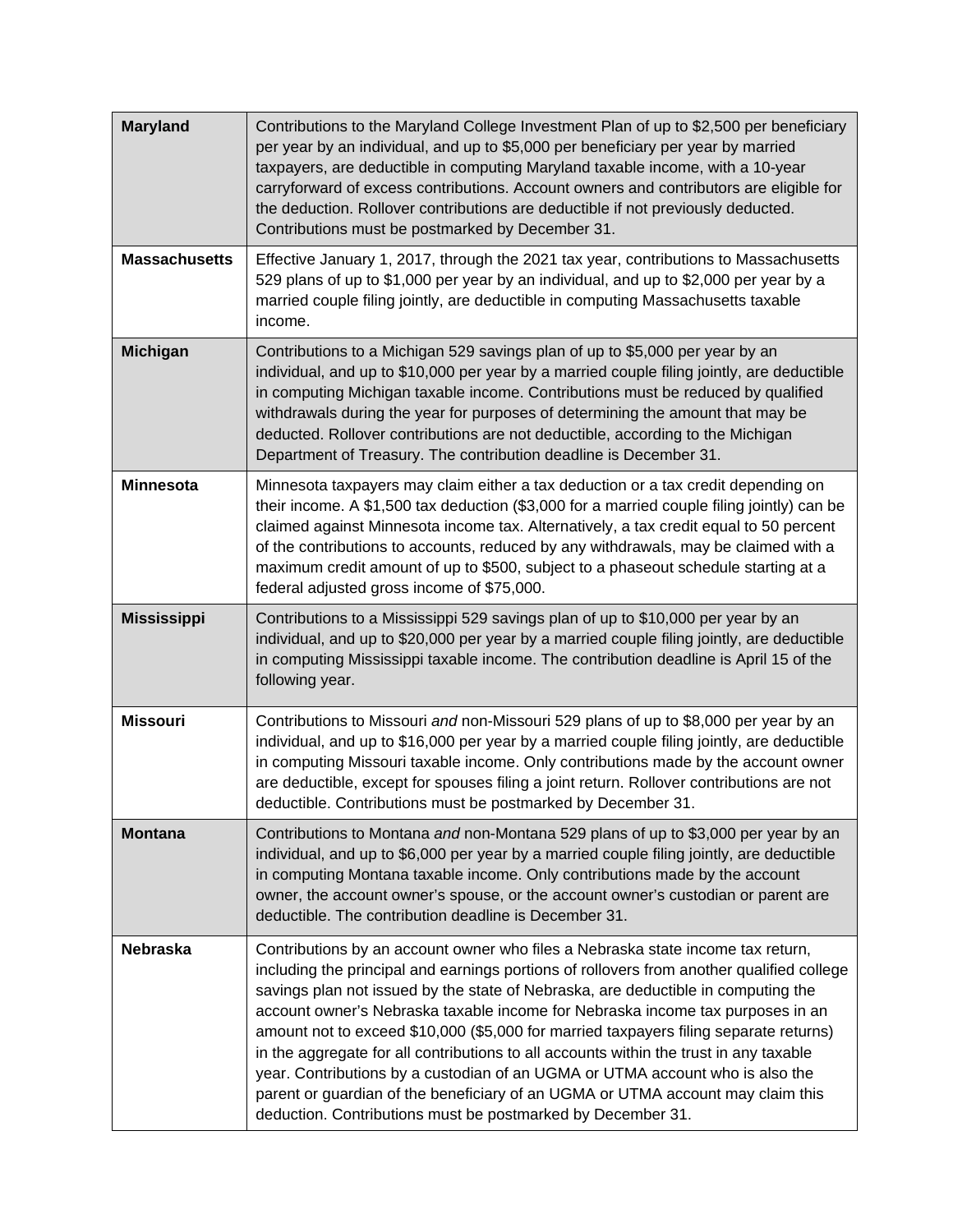| | |
|---|---|
| **Maryland** | Contributions to the Maryland College Investment Plan of up to $2,500 per beneficiary per year by an individual, and up to $5,000 per beneficiary per year by married taxpayers, are deductible in computing Maryland taxable income, with a 10-year carryforward of excess contributions. Account owners and contributors are eligible for the deduction. Rollover contributions are deductible if not previously deducted. Contributions must be postmarked by December 31. |
| **Massachusetts** | Effective January 1, 2017, through the 2021 tax year, contributions to Massachusetts 529 plans of up to $1,000 per year by an individual, and up to $2,000 per year by a married couple filing jointly, are deductible in computing Massachusetts taxable income. |
| **Michigan** | Contributions to a Michigan 529 savings plan of up to $5,000 per year by an individual, and up to $10,000 per year by a married couple filing jointly, are deductible in computing Michigan taxable income. Contributions must be reduced by qualified withdrawals during the year for purposes of determining the amount that may be deducted. Rollover contributions are not deductible, according to the Michigan Department of Treasury. The contribution deadline is December 31. |
| **Minnesota** | Minnesota taxpayers may claim either a tax deduction or a tax credit depending on their income. A $1,500 tax deduction ($3,000 for a married couple filing jointly) can be claimed against Minnesota income tax. Alternatively, a tax credit equal to 50 percent of the contributions to accounts, reduced by any withdrawals, may be claimed with a maximum credit amount of up to $500, subject to a phaseout schedule starting at a federal adjusted gross income of $75,000. |
| **Mississippi** | Contributions to a Mississippi 529 savings plan of up to $10,000 per year by an individual, and up to $20,000 per year by a married couple filing jointly, are deductible in computing Mississippi taxable income. The contribution deadline is April 15 of the following year. |
| **Missouri** | Contributions to Missouri *and* non-Missouri 529 plans of up to $8,000 per year by an individual, and up to $16,000 per year by a married couple filing jointly, are deductible in computing Missouri taxable income. Only contributions made by the account owner are deductible, except for spouses filing a joint return. Rollover contributions are not deductible. Contributions must be postmarked by December 31. |
| **Montana** | Contributions to Montana *and* non-Montana 529 plans of up to $3,000 per year by an individual, and up to $6,000 per year by a married couple filing jointly, are deductible in computing Montana taxable income. Only contributions made by the account owner, the account owner's spouse, or the account owner's custodian or parent are deductible. The contribution deadline is December 31. |
| **Nebraska** | Contributions by an account owner who files a Nebraska state income tax return, including the principal and earnings portions of rollovers from another qualified college savings plan not issued by the state of Nebraska, are deductible in computing the account owner's Nebraska taxable income for Nebraska income tax purposes in an amount not to exceed $10,000 ($5,000 for married taxpayers filing separate returns) in the aggregate for all contributions to all accounts within the trust in any taxable year. Contributions by a custodian of an UGMA or UTMA account who is also the parent or guardian of the beneficiary of an UGMA or UTMA account may claim this deduction. Contributions must be postmarked by December 31. |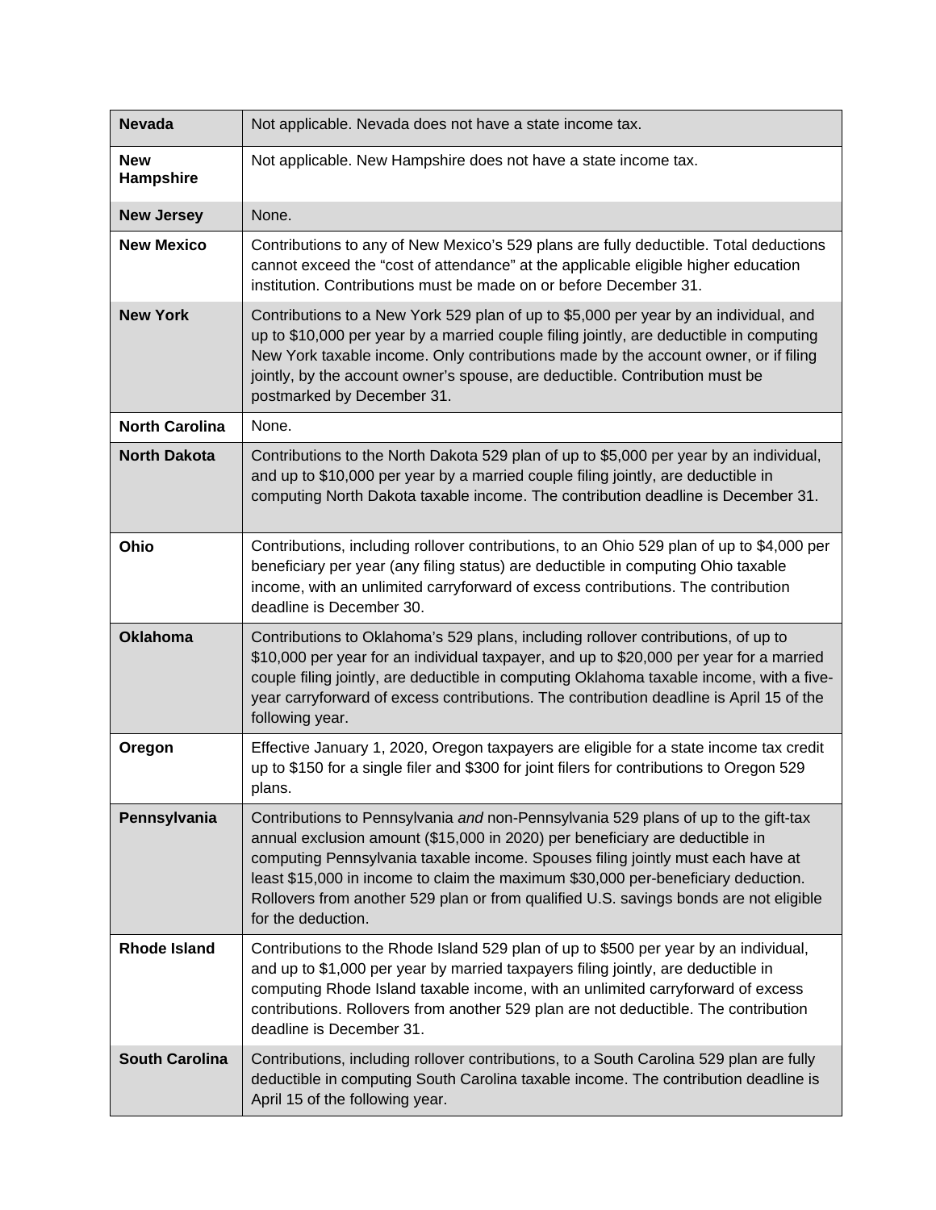| | |
|---|---|
| **Nevada** | Not applicable. Nevada does not have a state income tax. |
| **New Hampshire** | Not applicable. New Hampshire does not have a state income tax. |
| **New Jersey** | None. |
| **New Mexico** | Contributions to any of New Mexico's 529 plans are fully deductible. Total deductions cannot exceed the "cost of attendance" at the applicable eligible higher education institution. Contributions must be made on or before December 31. |
| **New York** | Contributions to a New York 529 plan of up to $5,000 per year by an individual, and up to $10,000 per year by a married couple filing jointly, are deductible in computing New York taxable income. Only contributions made by the account owner, or if filing jointly, by the account owner's spouse, are deductible. Contribution must be postmarked by December 31. |
| **North Carolina** | None. |
| **North Dakota** | Contributions to the North Dakota 529 plan of up to $5,000 per year by an individual, and up to $10,000 per year by a married couple filing jointly, are deductible in computing North Dakota taxable income. The contribution deadline is December 31. |
| **Ohio** | Contributions, including rollover contributions, to an Ohio 529 plan of up to $4,000 per beneficiary per year (any filing status) are deductible in computing Ohio taxable income, with an unlimited carryforward of excess contributions. The contribution deadline is December 30. |
| **Oklahoma** | Contributions to Oklahoma's 529 plans, including rollover contributions, of up to $10,000 per year for an individual taxpayer, and up to $20,000 per year for a married couple filing jointly, are deductible in computing Oklahoma taxable income, with a five-year carryforward of excess contributions. The contribution deadline is April 15 of the following year. |
| **Oregon** | Effective January 1, 2020, Oregon taxpayers are eligible for a state income tax credit up to $150 for a single filer and $300 for joint filers for contributions to Oregon 529 plans. |
| **Pennsylvania** | Contributions to Pennsylvania *and* non-Pennsylvania 529 plans of up to the gift-tax annual exclusion amount ($15,000 in 2020) per beneficiary are deductible in computing Pennsylvania taxable income. Spouses filing jointly must each have at least $15,000 in income to claim the maximum $30,000 per-beneficiary deduction. Rollovers from another 529 plan or from qualified U.S. savings bonds are not eligible for the deduction. |
| **Rhode Island** | Contributions to the Rhode Island 529 plan of up to $500 per year by an individual, and up to $1,000 per year by married taxpayers filing jointly, are deductible in computing Rhode Island taxable income, with an unlimited carryforward of excess contributions. Rollovers from another 529 plan are not deductible. The contribution deadline is December 31. |
| **South Carolina** | Contributions, including rollover contributions, to a South Carolina 529 plan are fully deductible in computing South Carolina taxable income. The contribution deadline is April 15 of the following year. |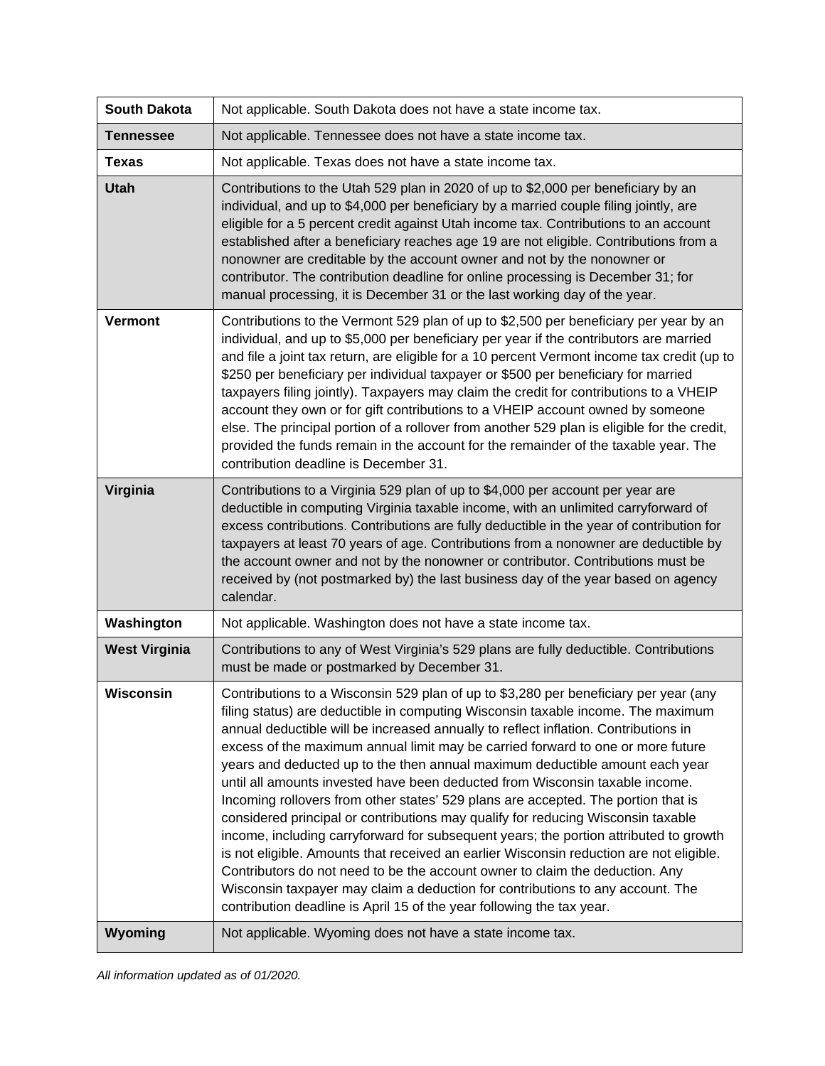| **South Dakota** | Not applicable. South Dakota does not have a state income tax. |
|---|---|
| **Tennessee** | Not applicable. Tennessee does not have a state income tax. |
| **Texas** | Not applicable. Texas does not have a state income tax. |
| **Utah** | Contributions to the Utah 529 plan in 2020 of up to $2,000 per beneficiary by an individual, and up to $4,000 per beneficiary by a married couple filing jointly, are eligible for a 5 percent credit against Utah income tax. Contributions to an account established after a beneficiary reaches age 19 are not eligible. Contributions from a nonowner are creditable by the account owner and not by the nonowner or contributor. The contribution deadline for online processing is December 31; for manual processing, it is December 31 or the last working day of the year. |
| **Vermont** | Contributions to the Vermont 529 plan of up to $2,500 per beneficiary per year by an individual, and up to $5,000 per beneficiary per year if the contributors are married and file a joint tax return, are eligible for a 10 percent Vermont income tax credit (up to $250 per beneficiary per individual taxpayer or $500 per beneficiary for married taxpayers filing jointly). Taxpayers may claim the credit for contributions to a VHEIP account they own or for gift contributions to a VHEIP account owned by someone else. The principal portion of a rollover from another 529 plan is eligible for the credit, provided the funds remain in the account for the remainder of the taxable year. The contribution deadline is December 31. |
| **Virginia** | Contributions to a Virginia 529 plan of up to $4,000 per account per year are deductible in computing Virginia taxable income, with an unlimited carryforward of excess contributions. Contributions are fully deductible in the year of contribution for taxpayers at least 70 years of age. Contributions from a nonowner are deductible by the account owner and not by the nonowner or contributor. Contributions must be received by (not postmarked by) the last business day of the year based on agency calendar. |
| **Washington** | Not applicable. Washington does not have a state income tax. |
| **West Virginia** | Contributions to any of West Virginia's 529 plans are fully deductible. Contributions must be made or postmarked by December 31. |
| **Wisconsin** | Contributions to a Wisconsin 529 plan of up to $3,280 per beneficiary per year (any filing status) are deductible in computing Wisconsin taxable income. The maximum annual deductible will be increased annually to reflect inflation. Contributions in excess of the maximum annual limit may be carried forward to one or more future years and deducted up to the then annual maximum deductible amount each year until all amounts invested have been deducted from Wisconsin taxable income. Incoming rollovers from other states' 529 plans are accepted. The portion that is considered principal or contributions may qualify for reducing Wisconsin taxable income, including carryforward for subsequent years; the portion attributed to growth is not eligible. Amounts that received an earlier Wisconsin reduction are not eligible. Contributors do not need to be the account owner to claim the deduction. Any Wisconsin taxpayer may claim a deduction for contributions to any account. The contribution deadline is April 15 of the year following the tax year. |
| **Wyoming** | Not applicable. Wyoming does not have a state income tax. |

*All information updated as of 01/2020.*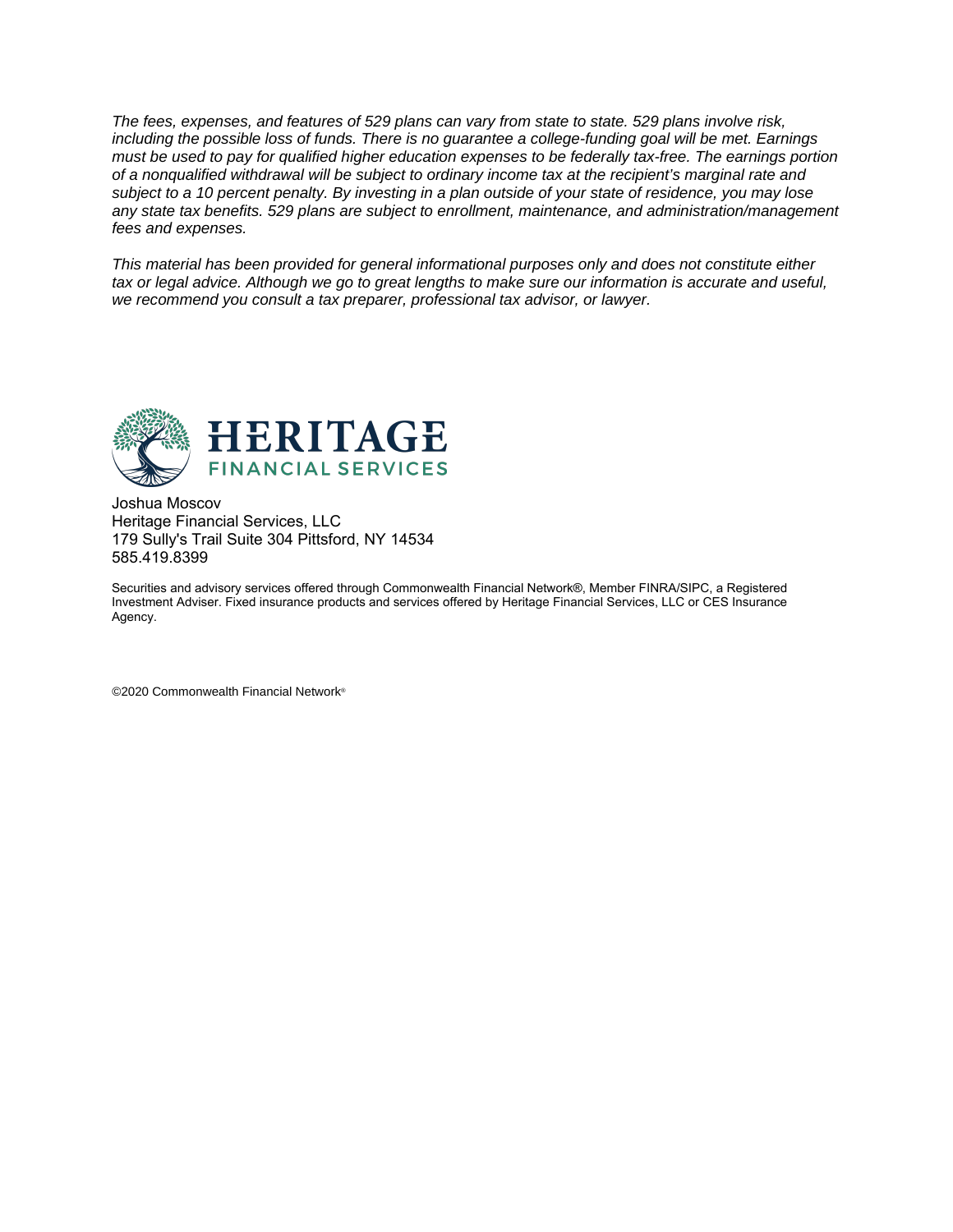*The fees, expenses, and features of 529 plans can vary from state to state. 529 plans involve risk, including the possible loss of funds. There is no guarantee a college-funding goal will be met. Earnings must be used to pay for qualified higher education expenses to be federally tax-free. The earnings portion of a nonqualified withdrawal will be subject to ordinary income tax at the recipient's marginal rate and subject to a 10 percent penalty. By investing in a plan outside of your state of residence, you may lose any state tax benefits. 529 plans are subject to enrollment, maintenance, and administration/management fees and expenses.*

*This material has been provided for general informational purposes only and does not constitute either tax or legal advice. Although we go to great lengths to make sure our information is accurate and useful, we recommend you consult a tax preparer, professional tax advisor, or lawyer.*

HERITAGE
FINANCIAL SERVICES

Joshua Moscov
Heritage Financial Services, LLC
179 Sully's Trail Suite 304 Pittsford, NY 14534
585.419.8399

Securities and advisory services offered through Commonwealth Financial Network®, Member FINRA/SIPC, a Registered Investment Adviser. Fixed insurance products and services offered by Heritage Financial Services, LLC or CES Insurance Agency.

©2020 Commonwealth Financial Network®